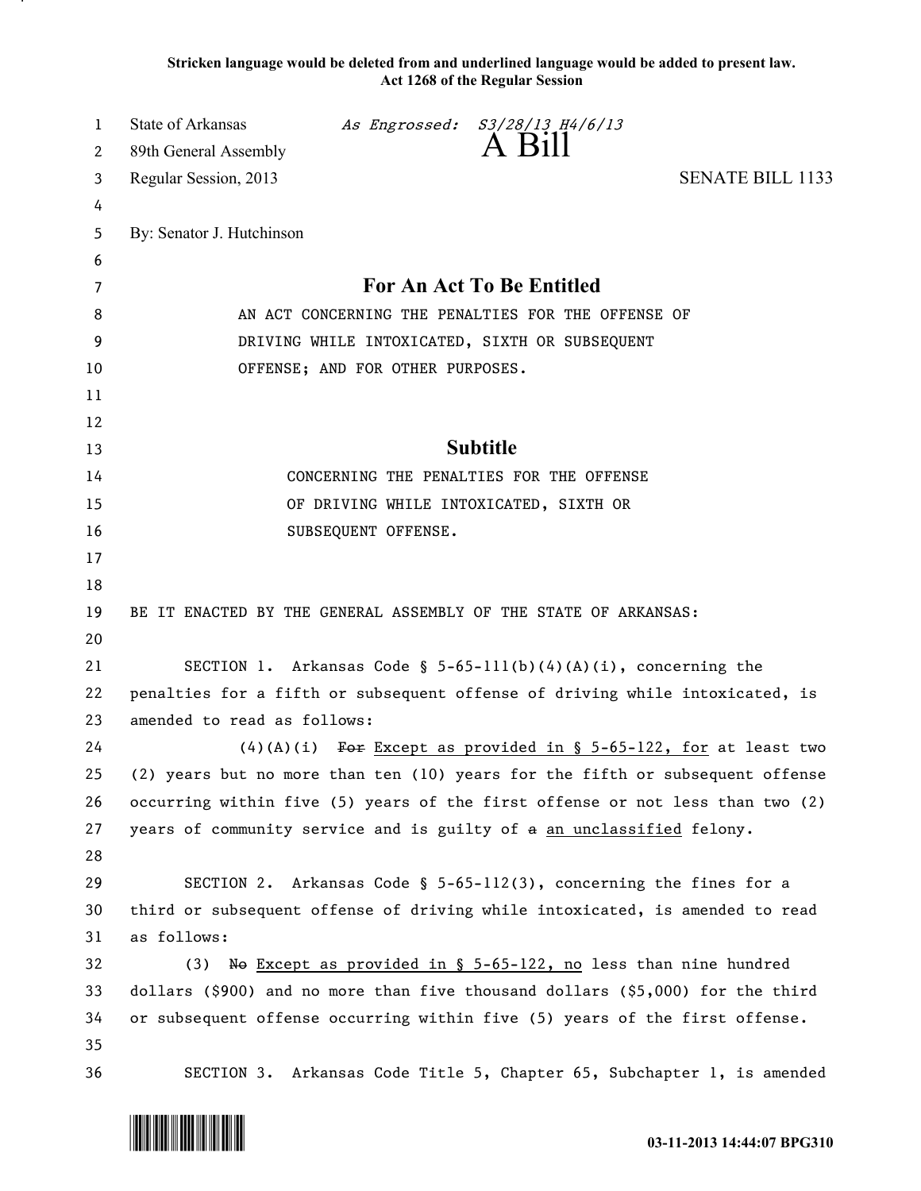**Stricken language would be deleted from and underlined language would be added to present law.**
**Act 1268 of the Regular Session**

State of Arkansas *As Engrossed: S3/28/13 H4/6/13*
89th General Assembly
# A Bill
Regular Session, 2013 SENATE BILL 1133

By: Senator J. Hutchinson

## For An Act To Be Entitled

AN ACT CONCERNING THE PENALTIES FOR THE OFFENSE OF DRIVING WHILE INTOXICATED, SIXTH OR SUBSEQUENT OFFENSE; AND FOR OTHER PURPOSES.

## Subtitle

CONCERNING THE PENALTIES FOR THE OFFENSE OF DRIVING WHILE INTOXICATED, SIXTH OR SUBSEQUENT OFFENSE.

BE IT ENACTED BY THE GENERAL ASSEMBLY OF THE STATE OF ARKANSAS:

SECTION 1. Arkansas Code § 5-65-111(b)(4)(A)(i), concerning the penalties for a fifth or subsequent offense of driving while intoxicated, is amended to read as follows:

(4)(A)(i) ~~For~~ <u>Except as provided in § 5-65-122, for</u> at least two (2) years but no more than ten (10) years for the fifth or subsequent offense occurring within five (5) years of the first offense or not less than two (2) years of community service and is guilty of ~~a~~ <u>an unclassified</u> felony.

SECTION 2. Arkansas Code § 5-65-112(3), concerning the fines for a third or subsequent offense of driving while intoxicated, is amended to read as follows:

(3) ~~No~~ <u>Except as provided in § 5-65-122, no</u> less than nine hundred dollars ($900) and no more than five thousand dollars ($5,000) for the third or subsequent offense occurring within five (5) years of the first offense.

SECTION 3. Arkansas Code Title 5, Chapter 65, Subchapter 1, is amended

03-11-2013 14:44:07 BPG310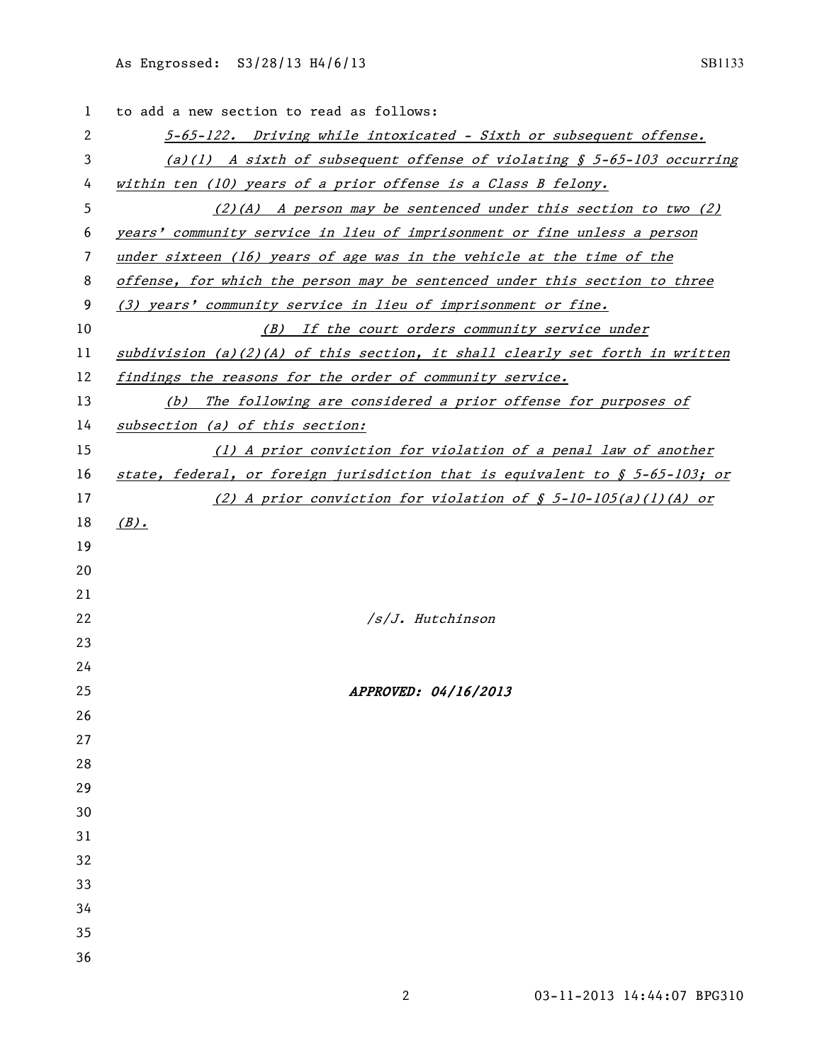to add a new section to read as follows:

*5-65-122. Driving while intoxicated - Sixth or subsequent offense.*

*(a)(1) A sixth of subsequent offense of violating § 5-65-103 occurring within ten (10) years of a prior offense is a Class B felony.*

*(2)(A) A person may be sentenced under this section to two (2) years' community service in lieu of imprisonment or fine unless a person under sixteen (16) years of age was in the vehicle at the time of the offense, for which the person may be sentenced under this section to three (3) years' community service in lieu of imprisonment or fine.*

*(B) If the court orders community service under subdivision (a)(2)(A) of this section, it shall clearly set forth in written findings the reasons for the order of community service.*

*(b) The following are considered a prior offense for purposes of subsection (a) of this section:*

*(1) A prior conviction for violation of a penal law of another state, federal, or foreign jurisdiction that is equivalent to § 5-65-103; or*

*(2) A prior conviction for violation of § 5-10-105(a)(1)(A) or (B).*

/s/J. Hutchinson

***APPROVED: 04/16/2013***